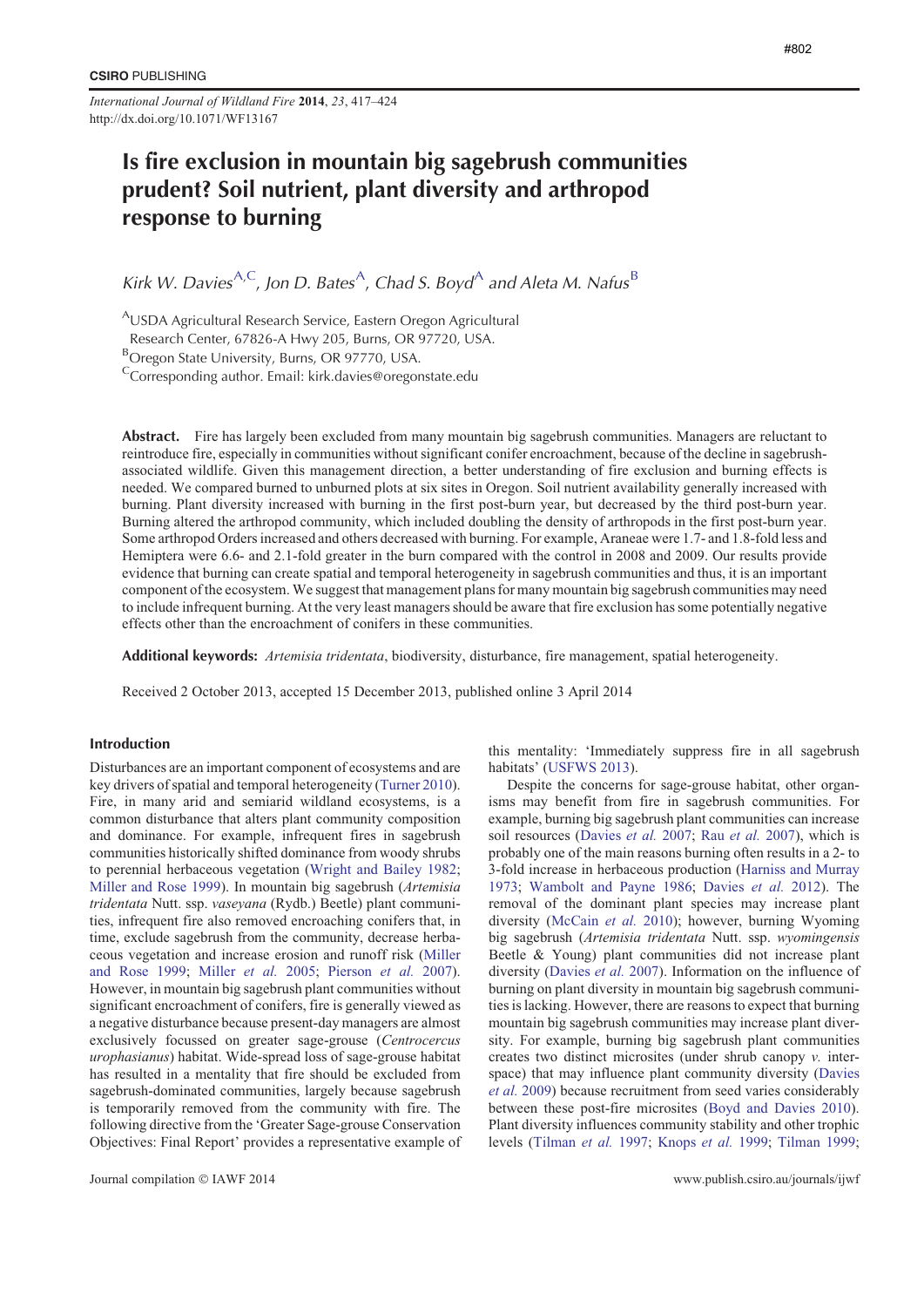# Is fire exclusion in mountain big sagebrush communities prudent? Soil nutrient, plant diversity and arthropod response to burning

*Kirk W. Davies*[A,C], *Jon D. Bates*[A], *Chad S. Boyd*[A] *and Aleta M. Nafus*[B]

[A]USDA Agricultural Research Service, Eastern Oregon Agricultural Research Center, 67826-A Hwy 205, Burns, OR 97720, USA.

[B]Oregon State University, Burns, OR 97770, USA.

[C]Corresponding author. Email: kirk.davies@oregonstate.edu

**Abstract.** Fire has largely been excluded from many mountain big sagebrush communities. Managers are reluctant to reintroduce fire, especially in communities without significant conifer encroachment, because of the decline in sagebrush-associated wildlife. Given this management direction, a better understanding of fire exclusion and burning effects is needed. We compared burned to unburned plots at six sites in Oregon. Soil nutrient availability generally increased with burning. Plant diversity increased with burning in the first post-burn year, but decreased by the third post-burn year. Burning altered the arthropod community, which included doubling the density of arthropods in the first post-burn year. Some arthropod Orders increased and others decreased with burning. For example, Araneae were 1.7- and 1.8-fold less and Hemiptera were 6.6- and 2.1-fold greater in the burn compared with the control in 2008 and 2009. Our results provide evidence that burning can create spatial and temporal heterogeneity in sagebrush communities and thus, it is an important component of the ecosystem. We suggest that management plans for many mountain big sagebrush communities may need to include infrequent burning. At the very least managers should be aware that fire exclusion has some potentially negative effects other than the encroachment of conifers in these communities.

**Additional keywords:** *Artemisia tridentata*, biodiversity, disturbance, fire management, spatial heterogeneity.

Received 2 October 2013, accepted 15 December 2013, published online 3 April 2014

## Introduction

Disturbances are an important component of ecosystems and are key drivers of spatial and temporal heterogeneity (Turner 2010). Fire, in many arid and semiarid wildland ecosystems, is a common disturbance that alters plant community composition and dominance. For example, infrequent fires in sagebrush communities historically shifted dominance from woody shrubs to perennial herbaceous vegetation (Wright and Bailey 1982; Miller and Rose 1999). In mountain big sagebrush (*Artemisia tridentata* Nutt. ssp. *vaseyana* (Rydb.) Beetle) plant communities, infrequent fire also removed encroaching conifers that, in time, exclude sagebrush from the community, decrease herbaceous vegetation and increase erosion and runoff risk (Miller and Rose 1999; Miller *et al.* 2005; Pierson *et al.* 2007). However, in mountain big sagebrush plant communities without significant encroachment of conifers, fire is generally viewed as a negative disturbance because present-day managers are almost exclusively focussed on greater sage-grouse (*Centrocercus urophasianus*) habitat. Wide-spread loss of sage-grouse habitat has resulted in a mentality that fire should be excluded from sagebrush-dominated communities, largely because sagebrush is temporarily removed from the community with fire. The following directive from the 'Greater Sage-grouse Conservation Objectives: Final Report' provides a representative example of this mentality: 'Immediately suppress fire in all sagebrush habitats' (USFWS 2013).

Despite the concerns for sage-grouse habitat, other organisms may benefit from fire in sagebrush communities. For example, burning big sagebrush plant communities can increase soil resources (Davies *et al.* 2007; Rau *et al.* 2007), which is probably one of the main reasons burning often results in a 2- to 3-fold increase in herbaceous production (Harniss and Murray 1973; Wambolt and Payne 1986; Davies *et al.* 2012). The removal of the dominant plant species may increase plant diversity (McCain *et al.* 2010); however, burning Wyoming big sagebrush (*Artemisia tridentata* Nutt. ssp. *wyomingensis* Beetle & Young) plant communities did not increase plant diversity (Davies *et al.* 2007). Information on the influence of burning on plant diversity in mountain big sagebrush communities is lacking. However, there are reasons to expect that burning mountain big sagebrush communities may increase plant diversity. For example, burning big sagebrush plant communities creates two distinct microsites (under shrub canopy *v.* interspace) that may influence plant community diversity (Davies *et al.* 2009) because recruitment from seed varies considerably between these post-fire microsites (Boyd and Davies 2010). Plant diversity influences community stability and other trophic levels (Tilman *et al.* 1997; Knops *et al.* 1999; Tilman 1999;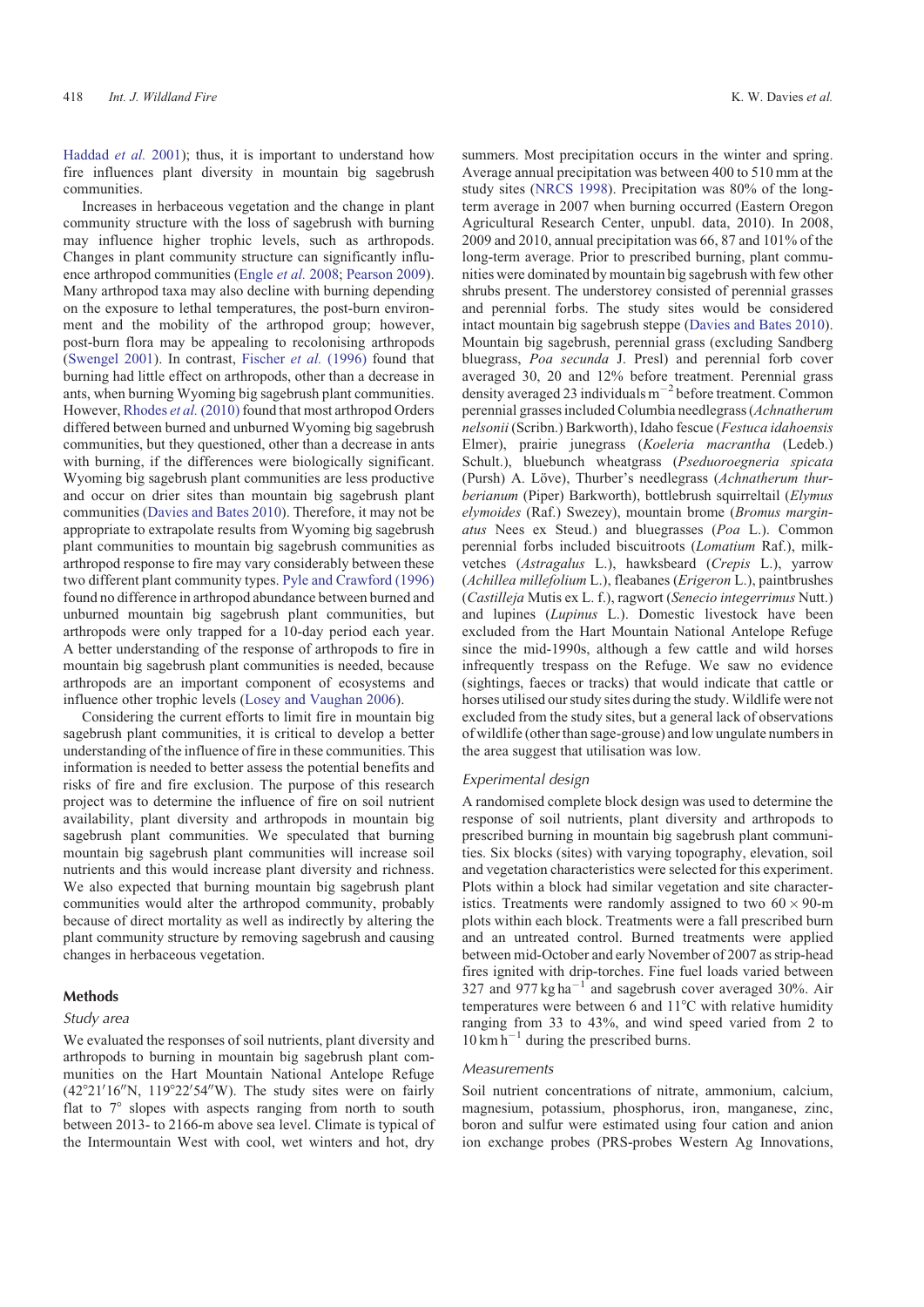Haddad *et al.* 2001); thus, it is important to understand how fire influences plant diversity in mountain big sagebrush communities.

Increases in herbaceous vegetation and the change in plant community structure with the loss of sagebrush with burning may influence higher trophic levels, such as arthropods. Changes in plant community structure can significantly influence arthropod communities (Engle *et al.* 2008; Pearson 2009). Many arthropod taxa may also decline with burning depending on the exposure to lethal temperatures, the post-burn environment and the mobility of the arthropod group; however, post-burn flora may be appealing to recolonising arthropods (Swengel 2001). In contrast, Fischer *et al.* (1996) found that burning had little effect on arthropods, other than a decrease in ants, when burning Wyoming big sagebrush plant communities. However, Rhodes *et al.* (2010) found that most arthropod Orders differed between burned and unburned Wyoming big sagebrush communities, but they questioned, other than a decrease in ants with burning, if the differences were biologically significant. Wyoming big sagebrush plant communities are less productive and occur on drier sites than mountain big sagebrush plant communities (Davies and Bates 2010). Therefore, it may not be appropriate to extrapolate results from Wyoming big sagebrush plant communities to mountain big sagebrush communities as arthropod response to fire may vary considerably between these two different plant community types. Pyle and Crawford (1996) found no difference in arthropod abundance between burned and unburned mountain big sagebrush plant communities, but arthropods were only trapped for a 10-day period each year. A better understanding of the response of arthropods to fire in mountain big sagebrush plant communities is needed, because arthropods are an important component of ecosystems and influence other trophic levels (Losey and Vaughan 2006).

Considering the current efforts to limit fire in mountain big sagebrush plant communities, it is critical to develop a better understanding of the influence of fire in these communities. This information is needed to better assess the potential benefits and risks of fire and fire exclusion. The purpose of this research project was to determine the influence of fire on soil nutrient availability, plant diversity and arthropods in mountain big sagebrush plant communities. We speculated that burning mountain big sagebrush plant communities will increase soil nutrients and this would increase plant diversity and richness. We also expected that burning mountain big sagebrush plant communities would alter the arthropod community, probably because of direct mortality as well as indirectly by altering the plant community structure by removing sagebrush and causing changes in herbaceous vegetation.

## Methods

### Study area

We evaluated the responses of soil nutrients, plant diversity and arthropods to burning in mountain big sagebrush plant communities on the Hart Mountain National Antelope Refuge (42°21′16″N, 119°22′54″W). The study sites were on fairly flat to 7° slopes with aspects ranging from north to south between 2013- to 2166-m above sea level. Climate is typical of the Intermountain West with cool, wet winters and hot, dry summers. Most precipitation occurs in the winter and spring. Average annual precipitation was between 400 to 510 mm at the study sites (NRCS 1998). Precipitation was 80% of the long-term average in 2007 when burning occurred (Eastern Oregon Agricultural Research Center, unpubl. data, 2010). In 2008, 2009 and 2010, annual precipitation was 66, 87 and 101% of the long-term average. Prior to prescribed burning, plant communities were dominated by mountain big sagebrush with few other shrubs present. The understorey consisted of perennial grasses and perennial forbs. The study sites would be considered intact mountain big sagebrush steppe (Davies and Bates 2010). Mountain big sagebrush, perennial grass (excluding Sandberg bluegrass, *Poa secunda* J. Presl) and perennial forb cover averaged 30, 20 and 12% before treatment. Perennial grass density averaged 23 individuals $m^{-2}$ before treatment. Common perennial grasses included Columbia needlegrass (*Achnatherum nelsonii* (Scribn.) Barkworth), Idaho fescue (*Festuca idahoensis* Elmer), prairie junegrass (*Koeleria macrantha* (Ledeb.) Schult.), bluebunch wheatgrass (*Pseduoroegneria spicata* (Pursh) A. Löve), Thurber's needlegrass (*Achnatherum thurberianum* (Piper) Barkworth), bottlebrush squirreltail (*Elymus elymoides* (Raf.) Swezey), mountain brome (*Bromus marginatus* Nees ex Steud.) and bluegrasses (*Poa* L.). Common perennial forbs included biscuitroots (*Lomatium* Raf.), milkvetches (*Astragalus* L.), hawksbeard (*Crepis* L.), yarrow (*Achillea millefolium* L.), fleabanes (*Erigeron* L.), paintbrushes (*Castilleja* Mutis ex L. f.), ragwort (*Senecio integerrimus* Nutt.) and lupines (*Lupinus* L.). Domestic livestock have been excluded from the Hart Mountain National Antelope Refuge since the mid-1990s, although a few cattle and wild horses infrequently trespass on the Refuge. We saw no evidence (sightings, faeces or tracks) that would indicate that cattle or horses utilised our study sites during the study. Wildlife were not excluded from the study sites, but a general lack of observations of wildlife (other than sage-grouse) and low ungulate numbers in the area suggest that utilisation was low.

### Experimental design

A randomised complete block design was used to determine the response of soil nutrients, plant diversity and arthropods to prescribed burning in mountain big sagebrush plant communities. Six blocks (sites) with varying topography, elevation, soil and vegetation characteristics were selected for this experiment. Plots within a block had similar vegetation and site characteristics. Treatments were randomly assigned to two $60 \times 90$-m plots within each block. Treatments were a fall prescribed burn and an untreated control. Burned treatments were applied between mid-October and early November of 2007 as strip-head fires ignited with drip-torches. Fine fuel loads varied between 327 and 977 kg $ha^{-1}$ and sagebrush cover averaged 30%. Air temperatures were between 6 and 11°C with relative humidity ranging from 33 to 43%, and wind speed varied from 2 to 10 km $h^{-1}$ during the prescribed burns.

### Measurements

Soil nutrient concentrations of nitrate, ammonium, calcium, magnesium, potassium, phosphorus, iron, manganese, zinc, boron and sulfur were estimated using four cation and anion ion exchange probes (PRS-probes Western Ag Innovations,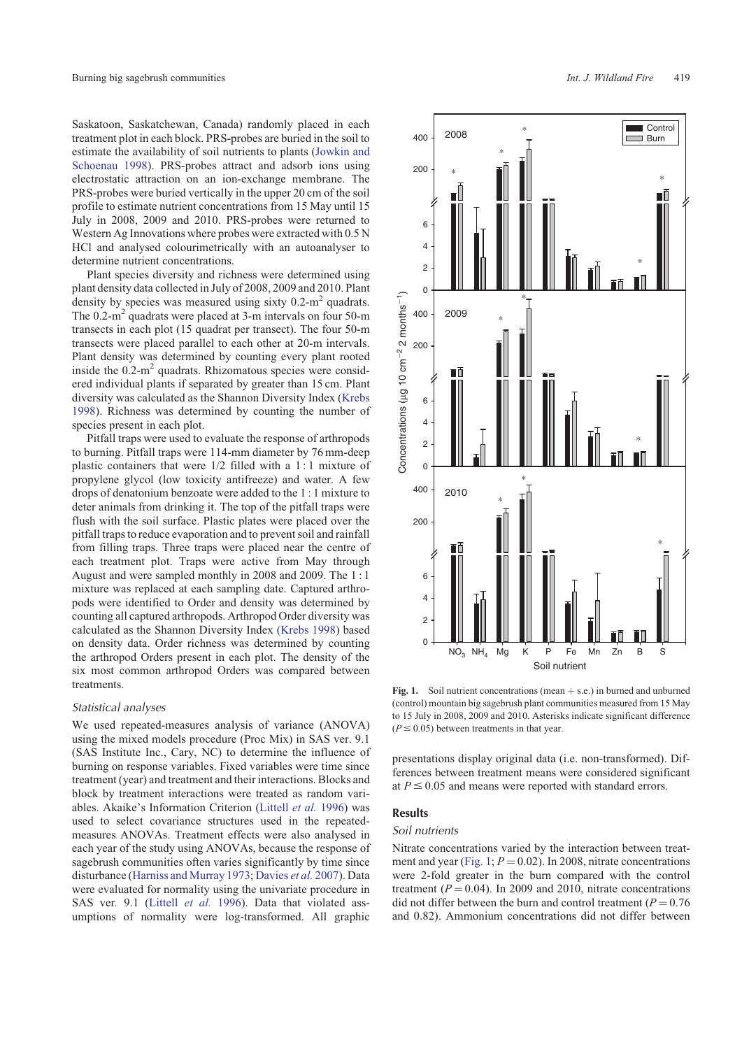Saskatoon, Saskatchewan, Canada) randomly placed in each treatment plot in each block. PRS-probes are buried in the soil to estimate the availability of soil nutrients to plants (Jowkin and Schoenau 1998). PRS-probes attract and adsorb ions using electrostatic attraction on an ion-exchange membrane. The PRS-probes were buried vertically in the upper 20 cm of the soil profile to estimate nutrient concentrations from 15 May until 15 July in 2008, 2009 and 2010. PRS-probes were returned to Western Ag Innovations where probes were extracted with 0.5 N HCl and analysed colourimetrically with an autoanalyser to determine nutrient concentrations.

Plant species diversity and richness were determined using plant density data collected in July of 2008, 2009 and 2010. Plant density by species was measured using sixty 0.2-$m^2$ quadrats. The 0.2-$m^2$ quadrats were placed at 3-m intervals on four 50-m transects in each plot (15 quadrat per transect). The four 50-m transects were placed parallel to each other at 20-m intervals. Plant density was determined by counting every plant rooted inside the 0.2-$m^2$ quadrats. Rhizomatous species were considered individual plants if separated by greater than 15 cm. Plant diversity was calculated as the Shannon Diversity Index (Krebs 1998). Richness was determined by counting the number of species present in each plot.

Pitfall traps were used to evaluate the response of arthropods to burning. Pitfall traps were 114-mm diameter by 76 mm-deep plastic containers that were 1/2 filled with a 1 : 1 mixture of propylene glycol (low toxicity antifreeze) and water. A few drops of denatonium benzoate were added to the 1 : 1 mixture to deter animals from drinking it. The top of the pitfall traps were flush with the soil surface. Plastic plates were placed over the pitfall traps to reduce evaporation and to prevent soil and rainfall from filling traps. Three traps were placed near the centre of each treatment plot. Traps were active from May through August and were sampled monthly in 2008 and 2009. The 1 : 1 mixture was replaced at each sampling date. Captured arthropods were identified to Order and density was determined by counting all captured arthropods. Arthropod Order diversity was calculated as the Shannon Diversity Index (Krebs 1998) based on density data. Order richness was determined by counting the arthropod Orders present in each plot. The density of the six most common arthropod Orders was compared between treatments.

### Statistical analyses

We used repeated-measures analysis of variance (ANOVA) using the mixed models procedure (Proc Mix) in SAS ver. 9.1 (SAS Institute Inc., Cary, NC) to determine the influence of burning on response variables. Fixed variables were time since treatment (year) and treatment and their interactions. Blocks and block by treatment interactions were treated as random variables. Akaike's Information Criterion (Littell *et al.* 1996) was used to select covariance structures used in the repeated-measures ANOVAs. Treatment effects were also analysed in each year of the study using ANOVAs, because the response of sagebrush communities often varies significantly by time since disturbance (Harniss and Murray 1973; Davies *et al.* 2007). Data were evaluated for normality using the univariate procedure in SAS ver. 9.1 (Littell *et al.* 1996). Data that violated assumptions of normality were log-transformed. All graphic presentations display original data (i.e. non-transformed). Differences between treatment means were considered significant at $P \leq 0.05$ and means were reported with standard errors.

**Fig. 1.** Soil nutrient concentrations (mean + s.e.) in burned and unburned (control) mountain big sagebrush plant communities measured from 15 May to 15 July in 2008, 2009 and 2010. Asterisks indicate significant difference ($P \leq 0.05$) between treatments in that year.

## Results

### Soil nutrients

Nitrate concentrations varied by the interaction between treatment and year (Fig. 1; $P = 0.02$). In 2008, nitrate concentrations were 2-fold greater in the burn compared with the control treatment ($P = 0.04$). In 2009 and 2010, nitrate concentrations did not differ between the burn and control treatment ($P = 0.76$ and 0.82). Ammonium concentrations did not differ between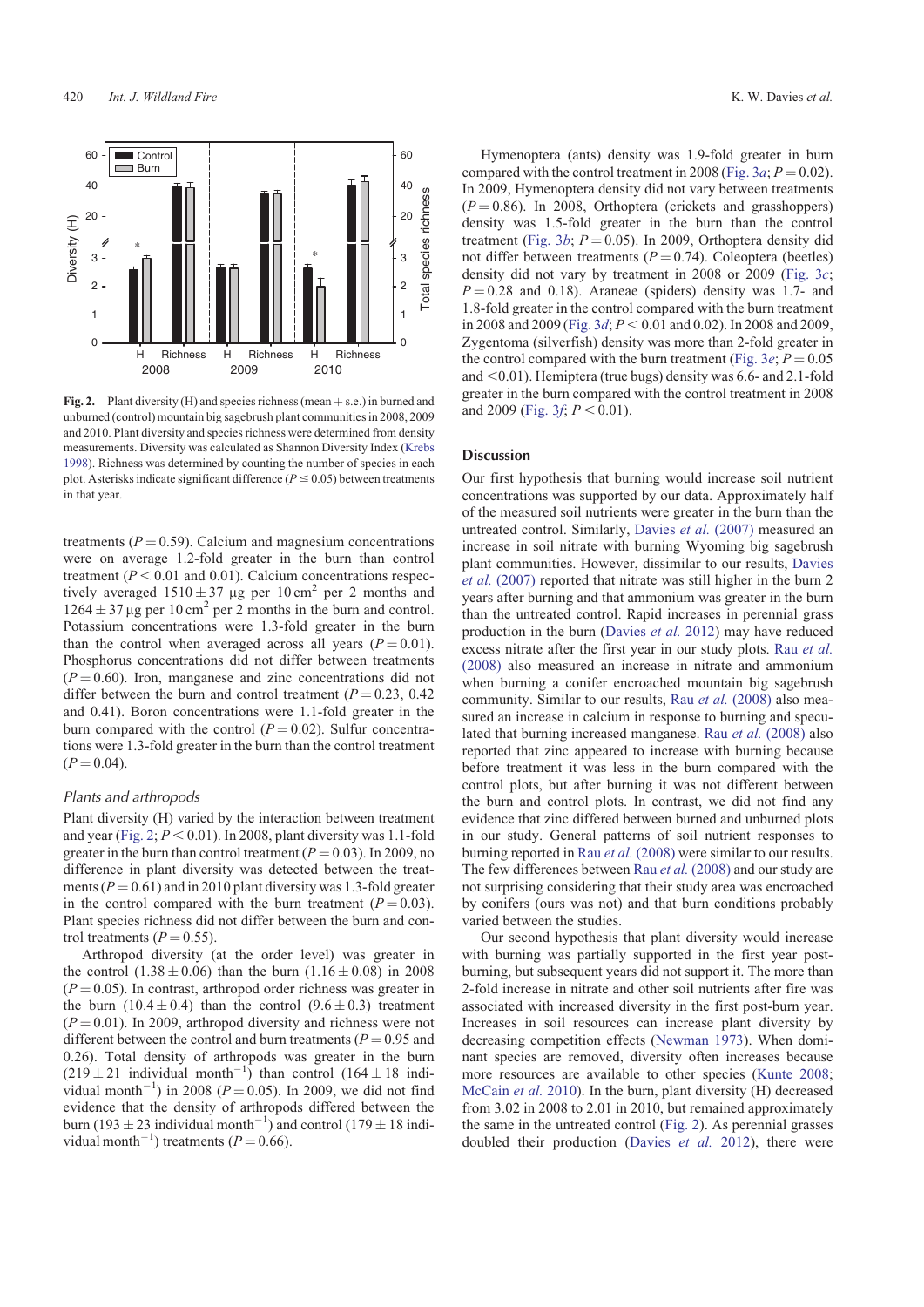**Fig. 2.** Plant diversity (H) and species richness (mean + s.e.) in burned and unburned (control) mountain big sagebrush plant communities in 2008, 2009 and 2010. Plant diversity and species richness were determined from density measurements. Diversity was calculated as Shannon Diversity Index (Krebs 1998). Richness was determined by counting the number of species in each plot. Asterisks indicate significant difference ($P \leq 0.05$) between treatments in that year.

treatments ($P = 0.59$). Calcium and magnesium concentrations were on average 1.2-fold greater in the burn than control treatment ($P < 0.01$ and 0.01). Calcium concentrations respectively averaged $1510 \pm 37$ μg per $10\,cm^2$ per 2 months and $1264 \pm 37$ μg per $10\,cm^2$ per 2 months in the burn and control. Potassium concentrations were 1.3-fold greater in the burn than the control when averaged across all years ($P = 0.01$). Phosphorus concentrations did not differ between treatments ($P = 0.60$). Iron, manganese and zinc concentrations did not differ between the burn and control treatment ($P = 0.23$, 0.42 and 0.41). Boron concentrations were 1.1-fold greater in the burn compared with the control ($P = 0.02$). Sulfur concentrations were 1.3-fold greater in the burn than the control treatment ($P = 0.04$).

### Plants and arthropods

Plant diversity (H) varied by the interaction between treatment and year (Fig. 2; $P < 0.01$). In 2008, plant diversity was 1.1-fold greater in the burn than control treatment ($P = 0.03$). In 2009, no difference in plant diversity was detected between the treatments ($P = 0.61$) and in 2010 plant diversity was 1.3-fold greater in the control compared with the burn treatment ($P = 0.03$). Plant species richness did not differ between the burn and control treatments ($P = 0.55$).

Arthropod diversity (at the order level) was greater in the control ($1.38 \pm 0.06$) than the burn ($1.16 \pm 0.08$) in 2008 ($P = 0.05$). In contrast, arthropod order richness was greater in the burn ($10.4 \pm 0.4$) than the control ($9.6 \pm 0.3$) treatment ($P = 0.01$). In 2009, arthropod diversity and richness were not different between the control and burn treatments ($P = 0.95$ and 0.26). Total density of arthropods was greater in the burn ($219 \pm 21$ individual $month^{-1}$) than control ($164 \pm 18$ individual $month^{-1}$) in 2008 ($P = 0.05$). In 2009, we did not find evidence that the density of arthropods differed between the burn ($193 \pm 23$ individual $month^{-1}$) and control ($179 \pm 18$ individual $month^{-1}$) treatments ($P = 0.66$).

Hymenoptera (ants) density was 1.9-fold greater in burn compared with the control treatment in 2008 (Fig. 3*a*; $P = 0.02$). In 2009, Hymenoptera density did not vary between treatments ($P = 0.86$). In 2008, Orthoptera (crickets and grasshoppers) density was 1.5-fold greater in the burn than the control treatment (Fig. 3*b*; $P = 0.05$). In 2009, Orthoptera density did not differ between treatments ($P = 0.74$). Coleoptera (beetles) density did not vary by treatment in 2008 or 2009 (Fig. 3*c*; $P = 0.28$ and 0.18). Araneae (spiders) density was 1.7- and 1.8-fold greater in the control compared with the burn treatment in 2008 and 2009 (Fig. 3*d*; $P < 0.01$ and 0.02). In 2008 and 2009, Zygentoma (silverfish) density was more than 2-fold greater in the control compared with the burn treatment (Fig. 3*e*; $P = 0.05$ and $<0.01$). Hemiptera (true bugs) density was 6.6- and 2.1-fold greater in the burn compared with the control treatment in 2008 and 2009 (Fig. 3*f*; $P < 0.01$).

## Discussion

Our first hypothesis that burning would increase soil nutrient concentrations was supported by our data. Approximately half of the measured soil nutrients were greater in the burn than the untreated control. Similarly, Davies *et al.* (2007) measured an increase in soil nitrate with burning Wyoming big sagebrush plant communities. However, dissimilar to our results, Davies *et al.* (2007) reported that nitrate was still higher in the burn 2 years after burning and that ammonium was greater in the burn than the untreated control. Rapid increases in perennial grass production in the burn (Davies *et al.* 2012) may have reduced excess nitrate after the first year in our study plots. Rau *et al.* (2008) also measured an increase in nitrate and ammonium when burning a conifer encroached mountain big sagebrush community. Similar to our results, Rau *et al.* (2008) also measured an increase in calcium in response to burning and speculated that burning increased manganese. Rau *et al.* (2008) also reported that zinc appeared to increase with burning because before treatment it was less in the burn compared with the control plots, but after burning it was not different between the burn and control plots. In contrast, we did not find any evidence that zinc differed between burned and unburned plots in our study. General patterns of soil nutrient responses to burning reported in Rau *et al.* (2008) were similar to our results. The few differences between Rau *et al.* (2008) and our study are not surprising considering that their study area was encroached by conifers (ours was not) and that burn conditions probably varied between the studies.

Our second hypothesis that plant diversity would increase with burning was partially supported in the first year post-burning, but subsequent years did not support it. The more than 2-fold increase in nitrate and other soil nutrients after fire was associated with increased diversity in the first post-burn year. Increases in soil resources can increase plant diversity by decreasing competition effects (Newman 1973). When dominant species are removed, diversity often increases because more resources are available to other species (Kunte 2008; McCain *et al.* 2010). In the burn, plant diversity (H) decreased from 3.02 in 2008 to 2.01 in 2010, but remained approximately the same in the untreated control (Fig. 2). As perennial grasses doubled their production (Davies *et al.* 2012), there were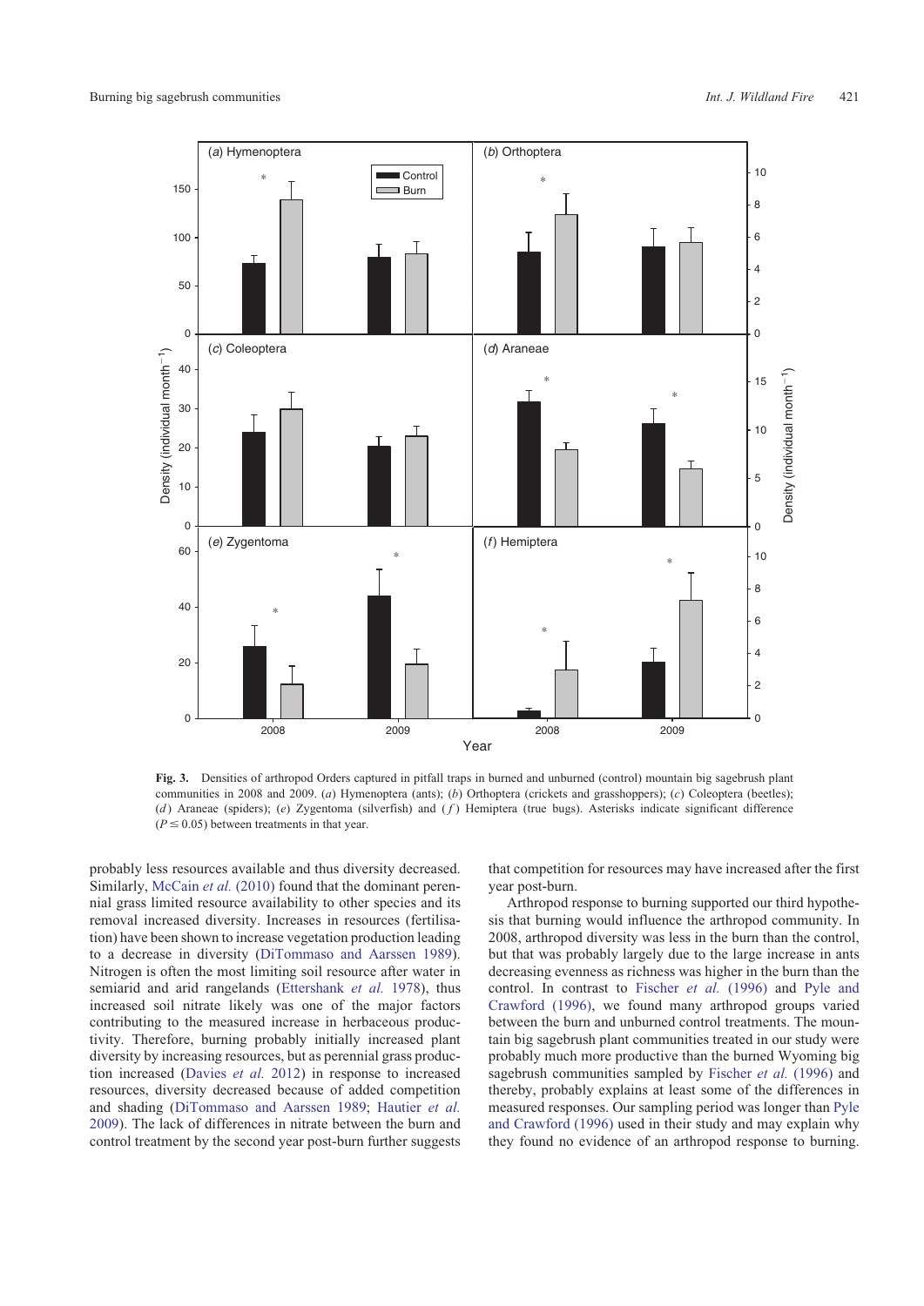(a) Hymenoptera

Control
Burn

150
100
50
0

(b) Orthoptera

10
8
6
4
2
0

(c) Coleoptera

40
30
20
10
0

(d) Araneae

15
10
5
0

(e) Zygentoma

60
40
20
0

(f) Hemiptera

10
8
6
4
2
0

2008
2009
2008
2009

Year

Density (individual month$^{-1}$)

Density (individual month$^{-1}$)

**Fig. 3.** Densities of arthropod Orders captured in pitfall traps in burned and unburned (control) mountain big sagebrush plant communities in 2008 and 2009. (*a*) Hymenoptera (ants); (*b*) Orthoptera (crickets and grasshoppers); (*c*) Coleoptera (beetles); (*d*) Araneae (spiders); (*e*) Zygentoma (silverfish) and (*f*) Hemiptera (true bugs). Asterisks indicate significant difference ($P \leq 0.05$) between treatments in that year.

probably less resources available and thus diversity decreased. Similarly, McCain *et al.* (2010) found that the dominant perennial grass limited resource availability to other species and its removal increased diversity. Increases in resources (fertilisation) have been shown to increase vegetation production leading to a decrease in diversity (DiTommaso and Aarssen 1989). Nitrogen is often the most limiting soil resource after water in semiarid and arid rangelands (Ettershank *et al.* 1978), thus increased soil nitrate likely was one of the major factors contributing to the measured increase in herbaceous productivity. Therefore, burning probably initially increased plant diversity by increasing resources, but as perennial grass production increased (Davies *et al.* 2012) in response to increased resources, diversity decreased because of added competition and shading (DiTommaso and Aarssen 1989; Hautier *et al.* 2009). The lack of differences in nitrate between the burn and control treatment by the second year post-burn further suggests that competition for resources may have increased after the first year post-burn.

Arthropod response to burning supported our third hypothesis that burning would influence the arthropod community. In 2008, arthropod diversity was less in the burn than the control, but that was probably largely due to the large increase in ants decreasing evenness as richness was higher in the burn than the control. In contrast to Fischer *et al.* (1996) and Pyle and Crawford (1996), we found many arthropod groups varied between the burn and unburned control treatments. The mountain big sagebrush plant communities treated in our study were probably much more productive than the burned Wyoming big sagebrush communities sampled by Fischer *et al.* (1996) and thereby, probably explains at least some of the differences in measured responses. Our sampling period was longer than Pyle and Crawford (1996) used in their study and may explain why they found no evidence of an arthropod response to burning.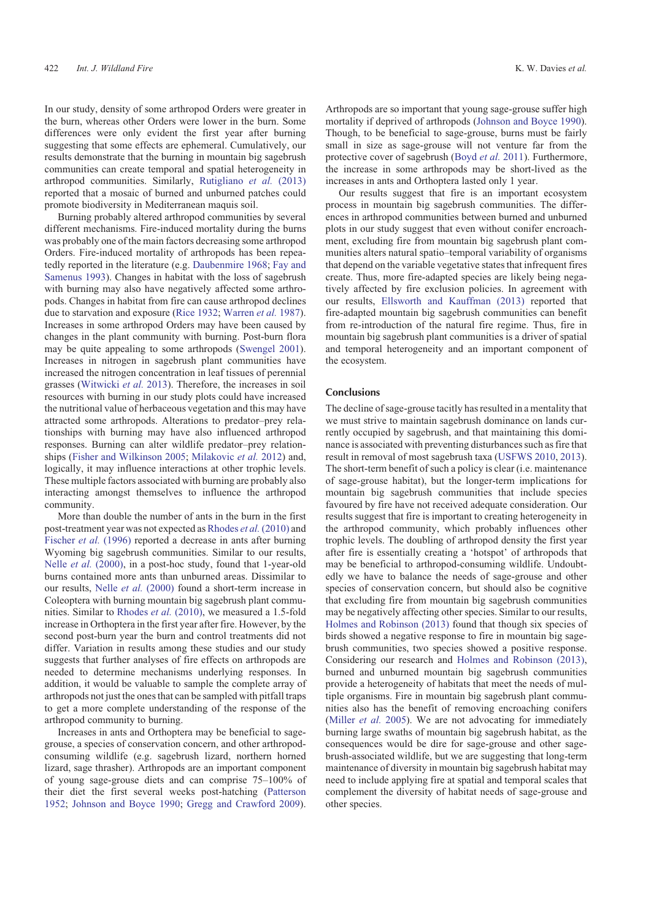In our study, density of some arthropod Orders were greater in the burn, whereas other Orders were lower in the burn. Some differences were only evident the first year after burning suggesting that some effects are ephemeral. Cumulatively, our results demonstrate that the burning in mountain big sagebrush communities can create temporal and spatial heterogeneity in arthropod communities. Similarly, Rutigliano *et al.* (2013) reported that a mosaic of burned and unburned patches could promote biodiversity in Mediterranean maquis soil.

Burning probably altered arthropod communities by several different mechanisms. Fire-induced mortality during the burns was probably one of the main factors decreasing some arthropod Orders. Fire-induced mortality of arthropods has been repeatedly reported in the literature (e.g. Daubenmire 1968; Fay and Samenus 1993). Changes in habitat with the loss of sagebrush with burning may also have negatively affected some arthropods. Changes in habitat from fire can cause arthropod declines due to starvation and exposure (Rice 1932; Warren *et al.* 1987). Increases in some arthropod Orders may have been caused by changes in the plant community with burning. Post-burn flora may be quite appealing to some arthropods (Swengel 2001). Increases in nitrogen in sagebrush plant communities have increased the nitrogen concentration in leaf tissues of perennial grasses (Witwicki *et al.* 2013). Therefore, the increases in soil resources with burning in our study plots could have increased the nutritional value of herbaceous vegetation and this may have attracted some arthropods. Alterations to predator–prey relationships with burning may have also influenced arthropod responses. Burning can alter wildlife predator–prey relationships (Fisher and Wilkinson 2005; Milakovic *et al.* 2012) and, logically, it may influence interactions at other trophic levels. These multiple factors associated with burning are probably also interacting amongst themselves to influence the arthropod community.

More than double the number of ants in the burn in the first post-treatment year was not expected as Rhodes *et al.* (2010) and Fischer *et al.* (1996) reported a decrease in ants after burning Wyoming big sagebrush communities. Similar to our results, Nelle *et al.* (2000), in a post-hoc study, found that 1-year-old burns contained more ants than unburned areas. Dissimilar to our results, Nelle *et al.* (2000) found a short-term increase in Coleoptera with burning mountain big sagebrush plant communities. Similar to Rhodes *et al.* (2010), we measured a 1.5-fold increase in Orthoptera in the first year after fire. However, by the second post-burn year the burn and control treatments did not differ. Variation in results among these studies and our study suggests that further analyses of fire effects on arthropods are needed to determine mechanisms underlying responses. In addition, it would be valuable to sample the complete array of arthropods not just the ones that can be sampled with pitfall traps to get a more complete understanding of the response of the arthropod community to burning.

Increases in ants and Orthoptera may be beneficial to sage-grouse, a species of conservation concern, and other arthropod-consuming wildlife (e.g. sagebrush lizard, northern horned lizard, sage thrasher). Arthropods are an important component of young sage-grouse diets and can comprise 75–100% of their diet the first several weeks post-hatching (Patterson 1952; Johnson and Boyce 1990; Gregg and Crawford 2009). Arthropods are so important that young sage-grouse suffer high mortality if deprived of arthropods (Johnson and Boyce 1990). Though, to be beneficial to sage-grouse, burns must be fairly small in size as sage-grouse will not venture far from the protective cover of sagebrush (Boyd *et al.* 2011). Furthermore, the increase in some arthropods may be short-lived as the increases in ants and Orthoptera lasted only 1 year.

Our results suggest that fire is an important ecosystem process in mountain big sagebrush communities. The differences in arthropod communities between burned and unburned plots in our study suggest that even without conifer encroachment, excluding fire from mountain big sagebrush plant communities alters natural spatio–temporal variability of organisms that depend on the variable vegetative states that infrequent fires create. Thus, more fire-adapted species are likely being negatively affected by fire exclusion policies. In agreement with our results, Ellsworth and Kauffman (2013) reported that fire-adapted mountain big sagebrush communities can benefit from re-introduction of the natural fire regime. Thus, fire in mountain big sagebrush plant communities is a driver of spatial and temporal heterogeneity and an important component of the ecosystem.

## Conclusions

The decline of sage-grouse tacitly has resulted in a mentality that we must strive to maintain sagebrush dominance on lands currently occupied by sagebrush, and that maintaining this dominance is associated with preventing disturbances such as fire that result in removal of most sagebrush taxa (USFWS 2010, 2013). The short-term benefit of such a policy is clear (i.e. maintenance of sage-grouse habitat), but the longer-term implications for mountain big sagebrush communities that include species favoured by fire have not received adequate consideration. Our results suggest that fire is important to creating heterogeneity in the arthropod community, which probably influences other trophic levels. The doubling of arthropod density the first year after fire is essentially creating a 'hotspot' of arthropods that may be beneficial to arthropod-consuming wildlife. Undoubtedly we have to balance the needs of sage-grouse and other species of conservation concern, but should also be cognitive that excluding fire from mountain big sagebrush communities may be negatively affecting other species. Similar to our results, Holmes and Robinson (2013) found that though six species of birds showed a negative response to fire in mountain big sagebrush communities, two species showed a positive response. Considering our research and Holmes and Robinson (2013), burned and unburned mountain big sagebrush communities provide a heterogeneity of habitats that meet the needs of multiple organisms. Fire in mountain big sagebrush plant communities also has the benefit of removing encroaching conifers (Miller *et al.* 2005). We are not advocating for immediately burning large swaths of mountain big sagebrush habitat, as the consequences would be dire for sage-grouse and other sagebrush-associated wildlife, but we are suggesting that long-term maintenance of diversity in mountain big sagebrush habitat may need to include applying fire at spatial and temporal scales that complement the diversity of habitat needs of sage-grouse and other species.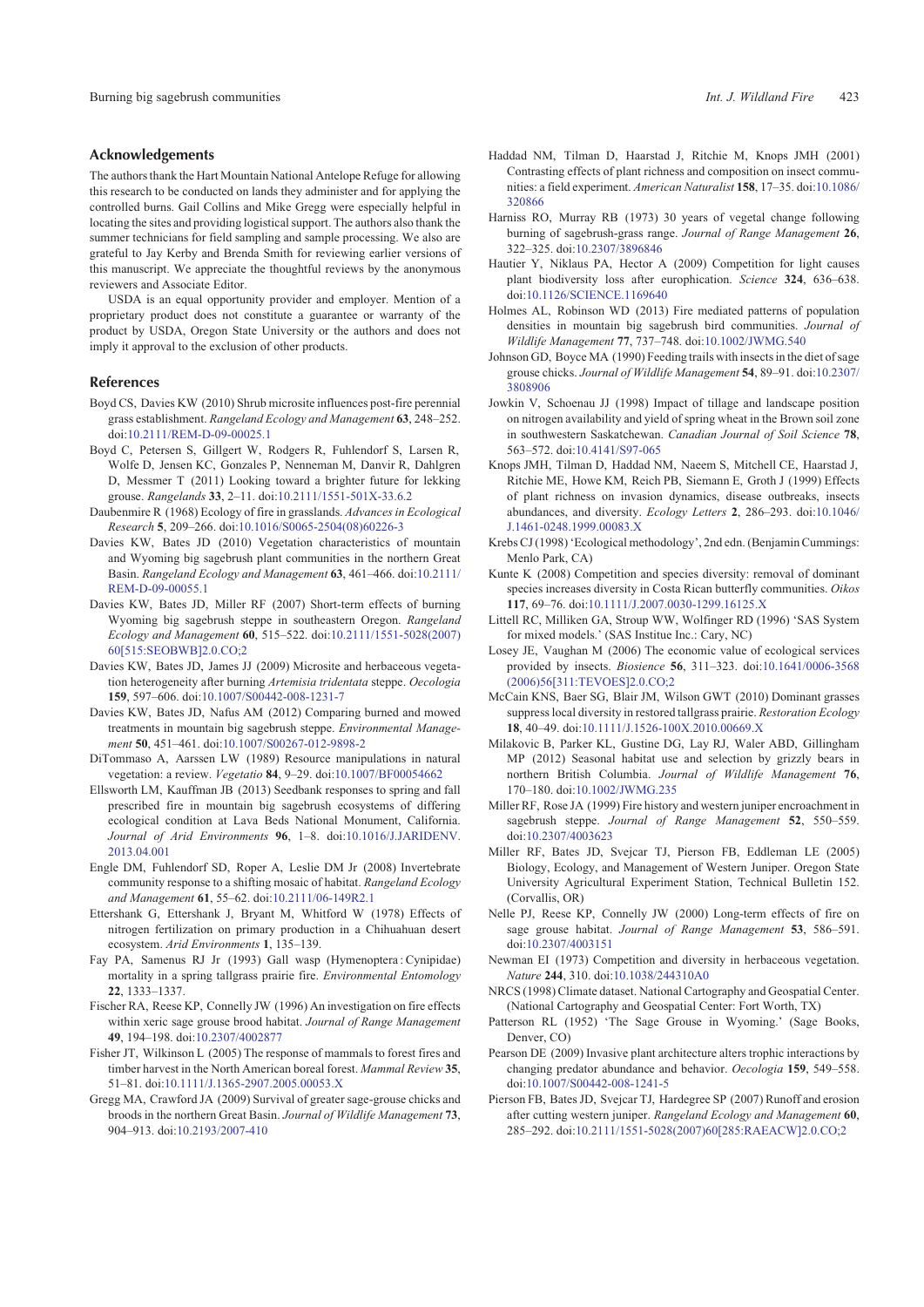## Acknowledgements

The authors thank the Hart Mountain National Antelope Refuge for allowing this research to be conducted on lands they administer and for applying the controlled burns. Gail Collins and Mike Gregg were especially helpful in locating the sites and providing logistical support. The authors also thank the summer technicians for field sampling and sample processing. We also are grateful to Jay Kerby and Brenda Smith for reviewing earlier versions of this manuscript. We appreciate the thoughtful reviews by the anonymous reviewers and Associate Editor.

USDA is an equal opportunity provider and employer. Mention of a proprietary product does not constitute a guarantee or warranty of the product by USDA, Oregon State University or the authors and does not imply it approval to the exclusion of other products.

## References

Boyd CS, Davies KW (2010) Shrub microsite influences post-fire perennial grass establishment. *Rangeland Ecology and Management* **63**, 248–252. doi:10.2111/REM-D-09-00025.1

Boyd C, Petersen S, Gillgert W, Rodgers R, Fuhlendorf S, Larsen R, Wolfe D, Jensen KC, Gonzales P, Nenneman M, Danvir R, Dahlgren D, Messmer T (2011) Looking toward a brighter future for lekking grouse. *Rangelands* **33**, 2–11. doi:10.2111/1551-501X-33.6.2

Daubenmire R (1968) Ecology of fire in grasslands. *Advances in Ecological Research* **5**, 209–266. doi:10.1016/S0065-2504(08)60226-3

Davies KW, Bates JD (2010) Vegetation characteristics of mountain and Wyoming big sagebrush plant communities in the northern Great Basin. *Rangeland Ecology and Management* **63**, 461–466. doi:10.2111/REM-D-09-00055.1

Davies KW, Bates JD, Miller RF (2007) Short-term effects of burning Wyoming big sagebrush steppe in southeastern Oregon. *Rangeland Ecology and Management* **60**, 515–522. doi:10.2111/1551-5028(2007)60[515:SEOBWB]2.0.CO;2

Davies KW, Bates JD, James JJ (2009) Microsite and herbaceous vegetation heterogeneity after burning *Artemisia tridentata* steppe. *Oecologia* **159**, 597–606. doi:10.1007/S00442-008-1231-7

Davies KW, Bates JD, Nafus AM (2012) Comparing burned and mowed treatments in mountain big sagebrush steppe. *Environmental Management* **50**, 451–461. doi:10.1007/S00267-012-9898-2

DiTommaso A, Aarssen LW (1989) Resource manipulations in natural vegetation: a review. *Vegetatio* **84**, 9–29. doi:10.1007/BF00054662

Ellsworth LM, Kauffman JB (2013) Seedbank responses to spring and fall prescribed fire in mountain big sagebrush ecosystems of differing ecological condition at Lava Beds National Monument, California. *Journal of Arid Environments* **96**, 1–8. doi:10.1016/J.JARIDENV.2013.04.001

Engle DM, Fuhlendorf SD, Roper A, Leslie DM Jr (2008) Invertebrate community response to a shifting mosaic of habitat. *Rangeland Ecology and Management* **61**, 55–62. doi:10.2111/06-149R2.1

Ettershank G, Ettershank J, Bryant M, Whitford W (1978) Effects of nitrogen fertilization on primary production in a Chihuahuan desert ecosystem. *Arid Environments* **1**, 135–139.

Fay PA, Samenus RJ Jr (1993) Gall wasp (Hymenoptera : Cynipidae) mortality in a spring tallgrass prairie fire. *Environmental Entomology* **22**, 1333–1337.

Fischer RA, Reese KP, Connelly JW (1996) An investigation on fire effects within xeric sage grouse brood habitat. *Journal of Range Management* **49**, 194–198. doi:10.2307/4002877

Fisher JT, Wilkinson L (2005) The response of mammals to forest fires and timber harvest in the North American boreal forest. *Mammal Review* **35**, 51–81. doi:10.1111/J.1365-2907.2005.00053.X

Gregg MA, Crawford JA (2009) Survival of greater sage-grouse chicks and broods in the northern Great Basin. *Journal of Wildlife Management* **73**, 904–913. doi:10.2193/2007-410

Haddad NM, Tilman D, Haarstad J, Ritchie M, Knops JMH (2001) Contrasting effects of plant richness and composition on insect communities: a field experiment. *American Naturalist* **158**, 17–35. doi:10.1086/320866

Harniss RO, Murray RB (1973) 30 years of vegetal change following burning of sagebrush-grass range. *Journal of Range Management* **26**, 322–325. doi:10.2307/3896846

Hautier Y, Niklaus PA, Hector A (2009) Competition for light causes plant biodiversity loss after europhication. *Science* **324**, 636–638. doi:10.1126/SCIENCE.1169640

Holmes AL, Robinson WD (2013) Fire mediated patterns of population densities in mountain big sagebrush bird communities. *Journal of Wildlife Management* **77**, 737–748. doi:10.1002/JWMG.540

Johnson GD, Boyce MA (1990) Feeding trails with insects in the diet of sage grouse chicks. *Journal of Wildlife Management* **54**, 89–91. doi:10.2307/3808906

Jowkin V, Schoenau JJ (1998) Impact of tillage and landscape position on nitrogen availability and yield of spring wheat in the Brown soil zone in southwestern Saskatchewan. *Canadian Journal of Soil Science* **78**, 563–572. doi:10.4141/S97-065

Knops JMH, Tilman D, Haddad NM, Naeem S, Mitchell CE, Haarstad J, Ritchie ME, Howe KM, Reich PB, Siemann E, Groth J (1999) Effects of plant richness on invasion dynamics, disease outbreaks, insects abundances, and diversity. *Ecology Letters* **2**, 286–293. doi:10.1046/J.1461-0248.1999.00083.X

Krebs CJ (1998) 'Ecological methodology', 2nd edn. (Benjamin Cummings: Menlo Park, CA)

Kunte K (2008) Competition and species diversity: removal of dominant species increases diversity in Costa Rican butterfly communities. *Oikos* **117**, 69–76. doi:10.1111/J.2007.0030-1299.16125.X

Littell RC, Milliken GA, Stroup WW, Wolfinger RD (1996) 'SAS System for mixed models.' (SAS Institue Inc.: Cary, NC)

Losey JE, Vaughan M (2006) The economic value of ecological services provided by insects. *Biosience* **56**, 311–323. doi:10.1641/0006-3568(2006)56[311:TEVOES]2.0.CO;2

McCain KNS, Baer SG, Blair JM, Wilson GWT (2010) Dominant grasses suppress local diversity in restored tallgrass prairie. *Restoration Ecology* **18**, 40–49. doi:10.1111/J.1526-100X.2010.00669.X

Milakovic B, Parker KL, Gustine DG, Lay RJ, Waler ABD, Gillingham MP (2012) Seasonal habitat use and selection by grizzly bears in northern British Columbia. *Journal of Wildlife Management* **76**, 170–180. doi:10.1002/JWMG.235

Miller RF, Rose JA (1999) Fire history and western juniper encroachment in sagebrush steppe. *Journal of Range Management* **52**, 550–559. doi:10.2307/4003623

Miller RF, Bates JD, Svejcar TJ, Pierson FB, Eddleman LE (2005) Biology, Ecology, and Management of Western Juniper. Oregon State University Agricultural Experiment Station, Technical Bulletin 152. (Corvallis, OR)

Nelle PJ, Reese KP, Connelly JW (2000) Long-term effects of fire on sage grouse habitat. *Journal of Range Management* **53**, 586–591. doi:10.2307/4003151

Newman EI (1973) Competition and diversity in herbaceous vegetation. *Nature* **244**, 310. doi:10.1038/244310A0

NRCS (1998) Climate dataset. National Cartography and Geospatial Center. (National Cartography and Geospatial Center: Fort Worth, TX)

Patterson RL (1952) 'The Sage Grouse in Wyoming.' (Sage Books, Denver, CO)

Pearson DE (2009) Invasive plant architecture alters trophic interactions by changing predator abundance and behavior. *Oecologia* **159**, 549–558. doi:10.1007/S00442-008-1241-5

Pierson FB, Bates JD, Svejcar TJ, Hardegree SP (2007) Runoff and erosion after cutting western juniper. *Rangeland Ecology and Management* **60**, 285–292. doi:10.2111/1551-5028(2007)60[285:RAEACW]2.0.CO;2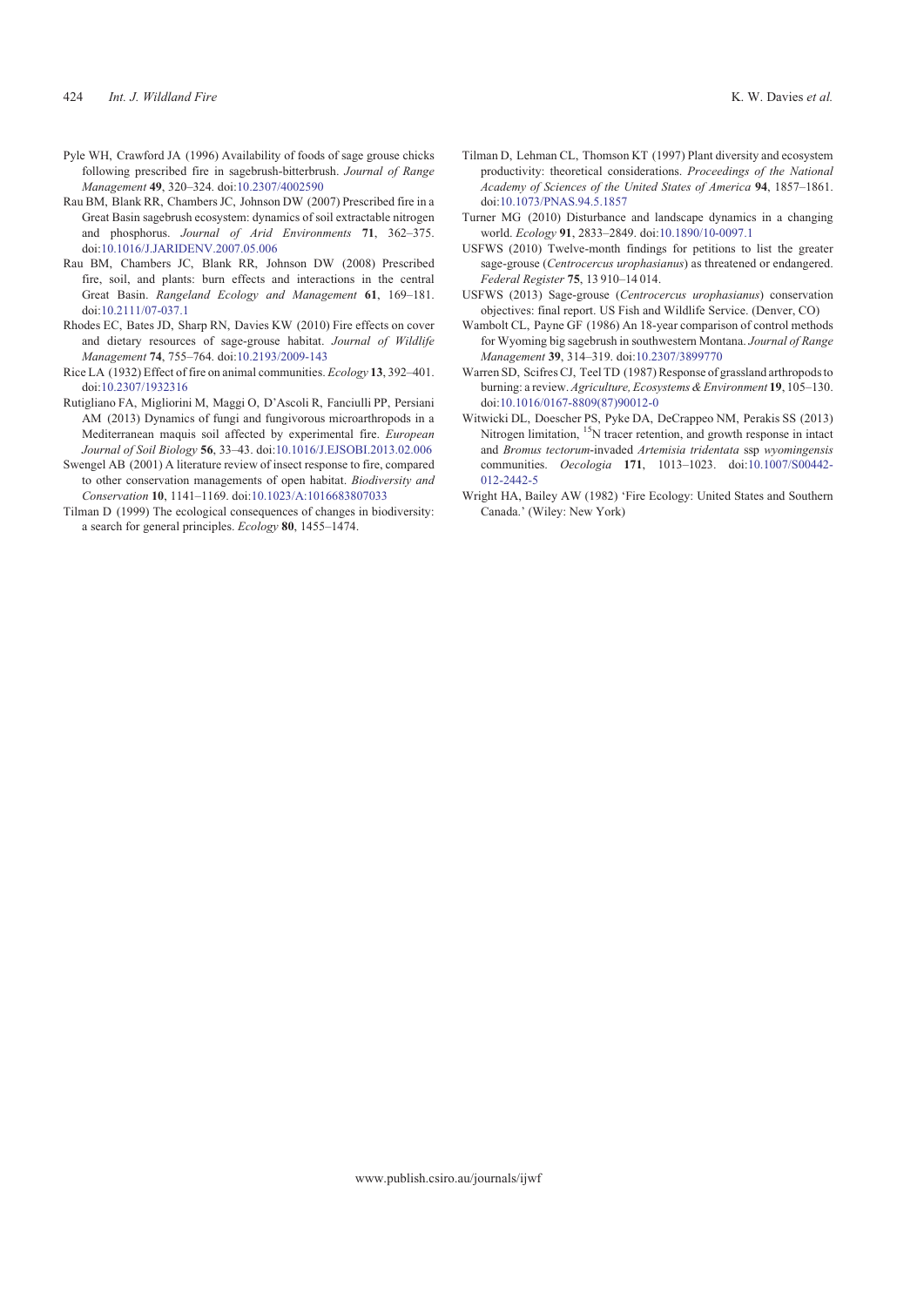Pyle WH, Crawford JA (1996) Availability of foods of sage grouse chicks following prescribed fire in sagebrush-bitterbrush. *Journal of Range Management* **49**, 320–324. doi:10.2307/4002590

Rau BM, Blank RR, Chambers JC, Johnson DW (2007) Prescribed fire in a Great Basin sagebrush ecosystem: dynamics of soil extractable nitrogen and phosphorus. *Journal of Arid Environments* **71**, 362–375. doi:10.1016/J.JARIDENV.2007.05.006

Rau BM, Chambers JC, Blank RR, Johnson DW (2008) Prescribed fire, soil, and plants: burn effects and interactions in the central Great Basin. *Rangeland Ecology and Management* **61**, 169–181. doi:10.2111/07-037.1

Rhodes EC, Bates JD, Sharp RN, Davies KW (2010) Fire effects on cover and dietary resources of sage-grouse habitat. *Journal of Wildlife Management* **74**, 755–764. doi:10.2193/2009-143

Rice LA (1932) Effect of fire on animal communities. *Ecology* **13**, 392–401. doi:10.2307/1932316

Rutigliano FA, Migliorini M, Maggi O, D'Ascoli R, Fanciulli PP, Persiani AM (2013) Dynamics of fungi and fungivorous microarthropods in a Mediterranean maquis soil affected by experimental fire. *European Journal of Soil Biology* **56**, 33–43. doi:10.1016/J.EJSOBI.2013.02.006

Swengel AB (2001) A literature review of insect response to fire, compared to other conservation managements of open habitat. *Biodiversity and Conservation* **10**, 1141–1169. doi:10.1023/A:1016683807033

Tilman D (1999) The ecological consequences of changes in biodiversity: a search for general principles. *Ecology* **80**, 1455–1474.

Tilman D, Lehman CL, Thomson KT (1997) Plant diversity and ecosystem productivity: theoretical considerations. *Proceedings of the National Academy of Sciences of the United States of America* **94**, 1857–1861. doi:10.1073/PNAS.94.5.1857

Turner MG (2010) Disturbance and landscape dynamics in a changing world. *Ecology* **91**, 2833–2849. doi:10.1890/10-0097.1

USFWS (2010) Twelve-month findings for petitions to list the greater sage-grouse (*Centrocercus urophasianus*) as threatened or endangered. *Federal Register* **75**, 13 910–14 014.

USFWS (2013) Sage-grouse (*Centrocercus urophasianus*) conservation objectives: final report. US Fish and Wildlife Service. (Denver, CO)

Wambolt CL, Payne GF (1986) An 18-year comparison of control methods for Wyoming big sagebrush in southwestern Montana. *Journal of Range Management* **39**, 314–319. doi:10.2307/3899770

Warren SD, Scifres CJ, Teel TD (1987) Response of grassland arthropods to burning: a review. *Agriculture, Ecosystems & Environment* **19**, 105–130. doi:10.1016/0167-8809(87)90012-0

Witwicki DL, Doescher PS, Pyke DA, DeCrappeo NM, Perakis SS (2013) Nitrogen limitation, $^{15}N$ tracer retention, and growth response in intact and *Bromus tectorum*-invaded *Artemisia tridentata* ssp *wyomingensis* communities. *Oecologia* **171**, 1013–1023. doi:10.1007/S00442-012-2442-5

Wright HA, Bailey AW (1982) 'Fire Ecology: United States and Southern Canada.' (Wiley: New York)